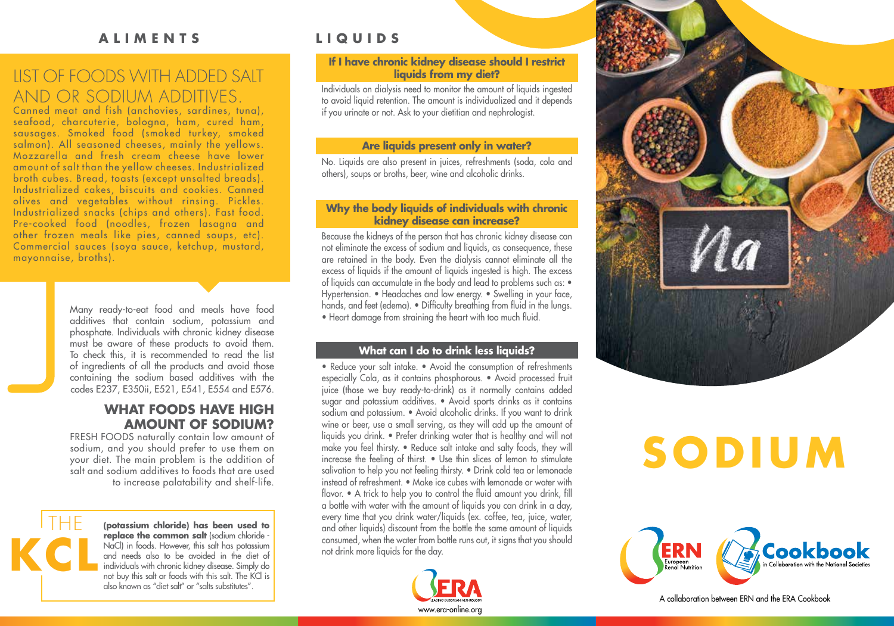## ALIMENTS

### LIST OF FOODS WITH ADDED SALT AND OR SODIUM ADDITIVES.

Canned meat and fish (anchovies, sardines, tuna), seafood, charcuterie, bologna, ham, cured ham, sausages. Smoked food (smoked turkey, smoked salmon). All seasoned cheeses, mainly the yellows. Mozzarella and fresh cream cheese have lower amount of salt than the yellow cheeses. Industrialized broth cubes. Bread, toasts (except unsalted breads). Industrialized cakes, biscuits and cookies. Canned olives and vegetables without rinsing. Pickles. Industrialized snacks (chips and others). Fast food. Pre-cooked food (noodles, frozen lasagna and other frozen meals like pies, canned soups, etc). Commercial sauces (soya sauce, ketchup, mustard, mayonnaise, broths).

Many ready-to-eat food and meals have food additives that contain sodium, potassium and phosphate. Individuals with chronic kidney disease must be aware of these products to avoid them. To check this, it is recommended to read the list of ingredients of all the products and avoid those containing the sodium based additives with the codes E237, E350ii, E521, E541, E554 and E576.

### WHAT FOODS HAVE HIGH AMOUNT OF SODIUM?

FRESH FOODS naturally contain low amount of sodium, and you should prefer to use them on your diet. The main problem is the addition of salt and sodium additives to foods that are used to increase palatability and shelf-life.

### THE KCL

**(potassium chloride) has been used to replace the common salt** (sodium chloride - NaCl) in foods. However, this salt has potassium and needs also to be avoided in the diet of individuals with chronic kidney disease. Simply do not buy this salt or foods with this salt. The KCl is also known as "diet salt" or "salts substitutes".

## LIQUIDS

### If I have chronic kidney disease should I restrict liquids from my diet?

Individuals on dialysis need to monitor the amount of liquids ingested to avoid liquid retention. The amount is individualized and it depends if you urinate or not. Ask to your dietitian and nephrologist.

### Are liquids present only in water?

No. Liquids are also present in juices, refreshments (soda, cola and others), soups or broths, beer, wine and alcoholic drinks.

### Why the body liquids of individuals with chronic kidney disease can increase?

Because the kidneys of the person that has chronic kidney disease can not eliminate the excess of sodium and liquids, as consequence, these are retained in the body. Even the dialysis cannot eliminate all the excess of liquids if the amount of liquids ingested is high. The excess of liquids can accumulate in the body and lead to problems such as:
- Hypertension.
- Headaches and low energy.
- Swelling in your face, hands, and feet (edema).
- Difficulty breathing from fluid in the lungs.
- Heart damage from straining the heart with too much fluid.

### What can I do to drink less liquids?

- Reduce your salt intake.
- Avoid the consumption of refreshments especially Cola, as it contains phosphorous.
- Avoid processed fruit juice (those we buy ready-to-drink) as it normally contains added sugar and potassium additives.
- Avoid sports drinks as it contains sodium and potassium.
- Avoid alcoholic drinks. If you want to drink wine or beer, use a small serving, as they will add up the amount of liquids you drink.
- Prefer drinking water that is healthy and will not make you feel thirsty.
- Reduce salt intake and salty foods, they will increase the feeling of thirst.
- Use thin slices of lemon to stimulate salivation to help you not feeling thirsty.
- Drink cold tea or lemonade instead of refreshment.
- Make ice cubes with lemonade or water with flavor.
- A trick to help you to control the fluid amount you drink, fill a bottle with water with the amount of liquids you can drink in a day, every time that you drink water/liquids (ex. coffee, tea, juice, water, and other liquids) discount from the bottle the same amount of liquids consumed, when the water from bottle runs out, it signs that you should not drink more liquids for the day.

ERA – LEADING EUROPEAN NEPHROLOGY
www.era-online.org

# SODIUM

ERN European Renal Nutrition

Cookbook in Collaboration with the National Societies

A collaboration between ERN and the ERA Cookbook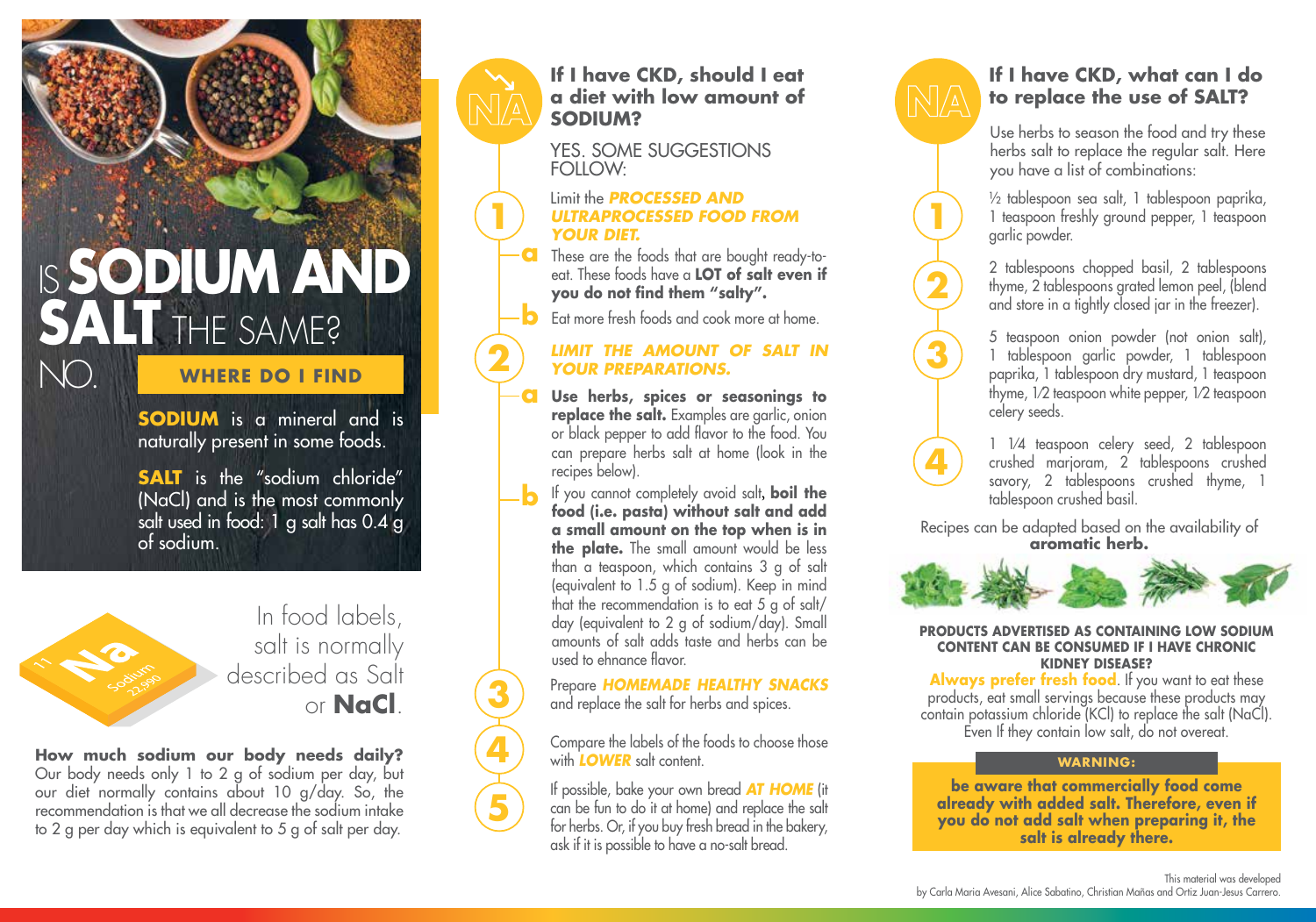# IS SODIUM AND SALT THE SAME?

NO.

## WHERE DO I FIND

**SODIUM** is a mineral and is naturally present in some foods.

**SALT** is the "sodium chloride" (NaCl) and is the most commonly salt used in food: 1 g salt has 0.4 g of sodium.

In food labels, salt is normally described as Salt or **NaCl**.

**How much sodium our body needs daily?** Our body needs only 1 to 2 g of sodium per day, but our diet normally contains about 10 g/day. So, the recommendation is that we all decrease the sodium intake to 2 g per day which is equivalent to 5 g of salt per day.

## If I have CKD, should I eat a diet with low amount of SODIUM?

YES. SOME SUGGESTIONS FOLLOW:

1. Limit the ***PROCESSED AND ULTRAPROCESSED FOOD FROM YOUR DIET.***
   - a. These are the foods that are bought ready-to-eat. These foods have a **LOT of salt even if you do not find them "salty".**
   - b. Eat more fresh foods and cook more at home.
2. ***LIMIT THE AMOUNT OF SALT IN YOUR PREPARATIONS.***
   - a. **Use herbs, spices or seasonings to replace the salt.** Examples are garlic, onion or black pepper to add flavor to the food. You can prepare herbs salt at home (look in the recipes below).
   - b. If you cannot completely avoid salt, **boil the food (i.e. pasta) without salt and add a small amount on the top when is in the plate.** The small amount would be less than a teaspoon, which contains 3 g of salt (equivalent to 1.5 g of sodium). Keep in mind that the recommendation is to eat 5 g of salt/day (equivalent to 2 g of sodium/day). Small amounts of salt adds taste and herbs can be used to ehnance flavor.
3. Prepare ***HOMEMADE HEALTHY SNACKS*** and replace the salt for herbs and spices.
4. Compare the labels of the foods to choose those with ***LOWER*** salt content.
5. If possible, bake your own bread ***AT HOME*** (it can be fun to do it at home) and replace the salt for herbs. Or, if you buy fresh bread in the bakery, ask if it is possible to have a no-salt bread.

## If I have CKD, what can I do to replace the use of SALT?

Use herbs to season the food and try these herbs salt to replace the regular salt. Here you have a list of combinations:

1. ½ tablespoon sea salt, 1 tablespoon paprika, 1 teaspoon freshly ground pepper, 1 teaspoon garlic powder.
2. 2 tablespoons chopped basil, 2 tablespoons thyme, 2 tablespoons grated lemon peel, (blend and store in a tightly closed jar in the freezer).
3. 5 teaspoon onion powder (not onion salt), 1 tablespoon garlic powder, 1 tablespoon paprika, 1 tablespoon dry mustard, 1 teaspoon thyme, 1/2 teaspoon white pepper, 1/2 teaspoon celery seeds.
4. 1 1/4 teaspoon celery seed, 2 tablespoon crushed marjoram, 2 tablespoons crushed savory, 2 tablespoons crushed thyme, 1 tablespoon crushed basil.

Recipes can be adapted based on the availability of **aromatic herb.**

### PRODUCTS ADVERTISED AS CONTAINING LOW SODIUM CONTENT CAN BE CONSUMED IF I HAVE CHRONIC KIDNEY DISEASE?

**Always prefer fresh food.** If you want to eat these products, eat small servings because these products may contain potassium chloride (KCl) to replace the salt (NaCl). Even If they contain low salt, do not overeat.

**WARNING:**

**be aware that commercially food come already with added salt. Therefore, even if you do not add salt when preparing it, the salt is already there.**

This material was developed by Carla Maria Avesani, Alice Sabatino, Christian Mañas and Ortiz Juan-Jesus Carrero.